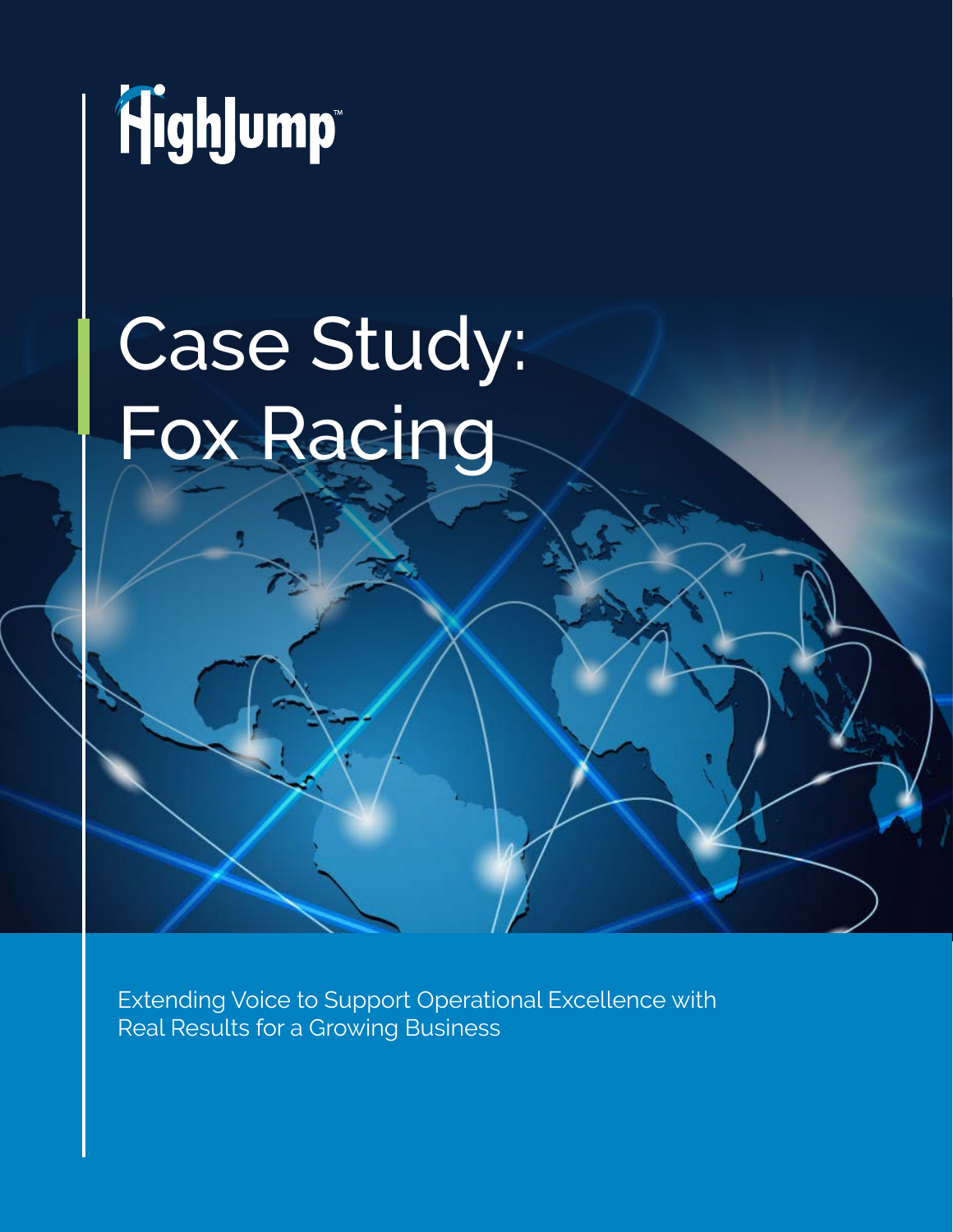HighJump™

# Case Study: Fox Racing

Extending Voice to Support Operational Excellence with Real Results for a Growing Business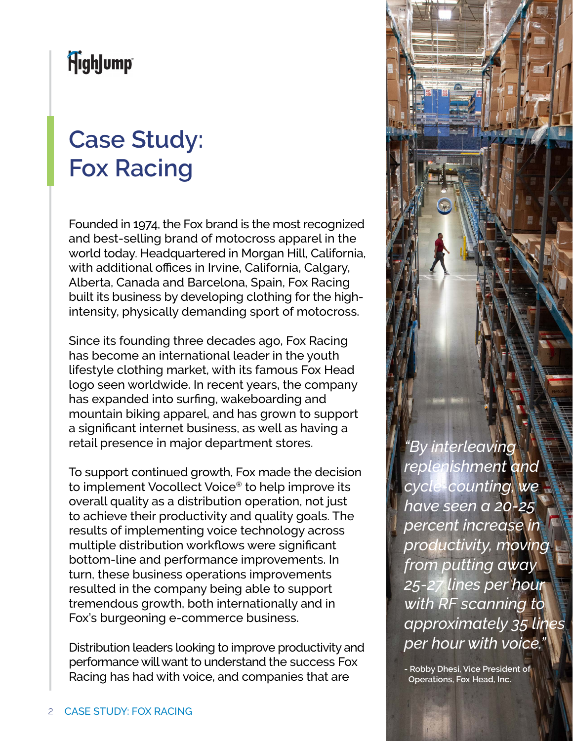HighJump

# Case Study: Fox Racing

Founded in 1974, the Fox brand is the most recognized and best-selling brand of motocross apparel in the world today. Headquartered in Morgan Hill, California, with additional offices in Irvine, California, Calgary, Alberta, Canada and Barcelona, Spain, Fox Racing built its business by developing clothing for the high-intensity, physically demanding sport of motocross.

Since its founding three decades ago, Fox Racing has become an international leader in the youth lifestyle clothing market, with its famous Fox Head logo seen worldwide. In recent years, the company has expanded into surfing, wakeboarding and mountain biking apparel, and has grown to support a significant internet business, as well as having a retail presence in major department stores.

To support continued growth, Fox made the decision to implement Vocollect Voice® to help improve its overall quality as a distribution operation, not just to achieve their productivity and quality goals. The results of implementing voice technology across multiple distribution workflows were significant bottom-line and performance improvements. In turn, these business operations improvements resulted in the company being able to support tremendous growth, both internationally and in Fox's burgeoning e-commerce business.

Distribution leaders looking to improve productivity and performance will want to understand the success Fox Racing has had with voice, and companies that are

*"By interleaving replenishment and cycle-counting, we have seen a 20-25 percent increase in productivity, moving from putting away 25-27 lines per hour with RF scanning to approximately 35 lines per hour with voice."*

- Robby Dhesi, Vice President of Operations, Fox Head, Inc.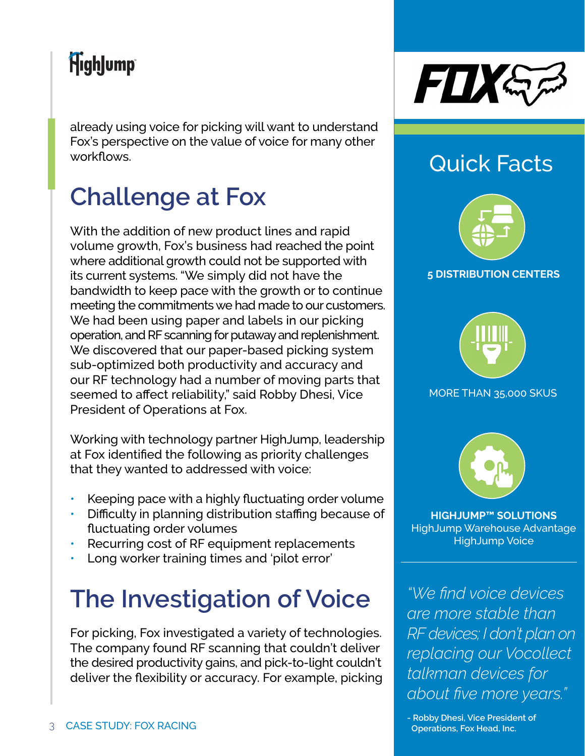already using voice for picking will want to understand Fox's perspective on the value of voice for many other workflows.

## Challenge at Fox

With the addition of new product lines and rapid volume growth, Fox's business had reached the point where additional growth could not be supported with its current systems. "We simply did not have the bandwidth to keep pace with the growth or to continue meeting the commitments we had made to our customers. We had been using paper and labels in our picking operation, and RF scanning for putaway and replenishment. We discovered that our paper-based picking system sub-optimized both productivity and accuracy and our RF technology had a number of moving parts that seemed to affect reliability," said Robby Dhesi, Vice President of Operations at Fox.

Working with technology partner HighJump, leadership at Fox identified the following as priority challenges that they wanted to addressed with voice:

- Keeping pace with a highly fluctuating order volume
- Difficulty in planning distribution staffing because of fluctuating order volumes
- Recurring cost of RF equipment replacements
- Long worker training times and 'pilot error'

## The Investigation of Voice

For picking, Fox investigated a variety of technologies. The company found RF scanning that couldn't deliver the desired productivity gains, and pick-to-light couldn't deliver the flexibility or accuracy. For example, picking

## Quick Facts

**5 DISTRIBUTION CENTERS**

MORE THAN 35,000 SKUS

**HIGHJUMP™ SOLUTIONS**
HighJump Warehouse Advantage
HighJump Voice

*"We find voice devices are more stable than RF devices; I don't plan on replacing our Vocollect talkman devices for about five more years."*

**- Robby Dhesi, Vice President of Operations, Fox Head, Inc.**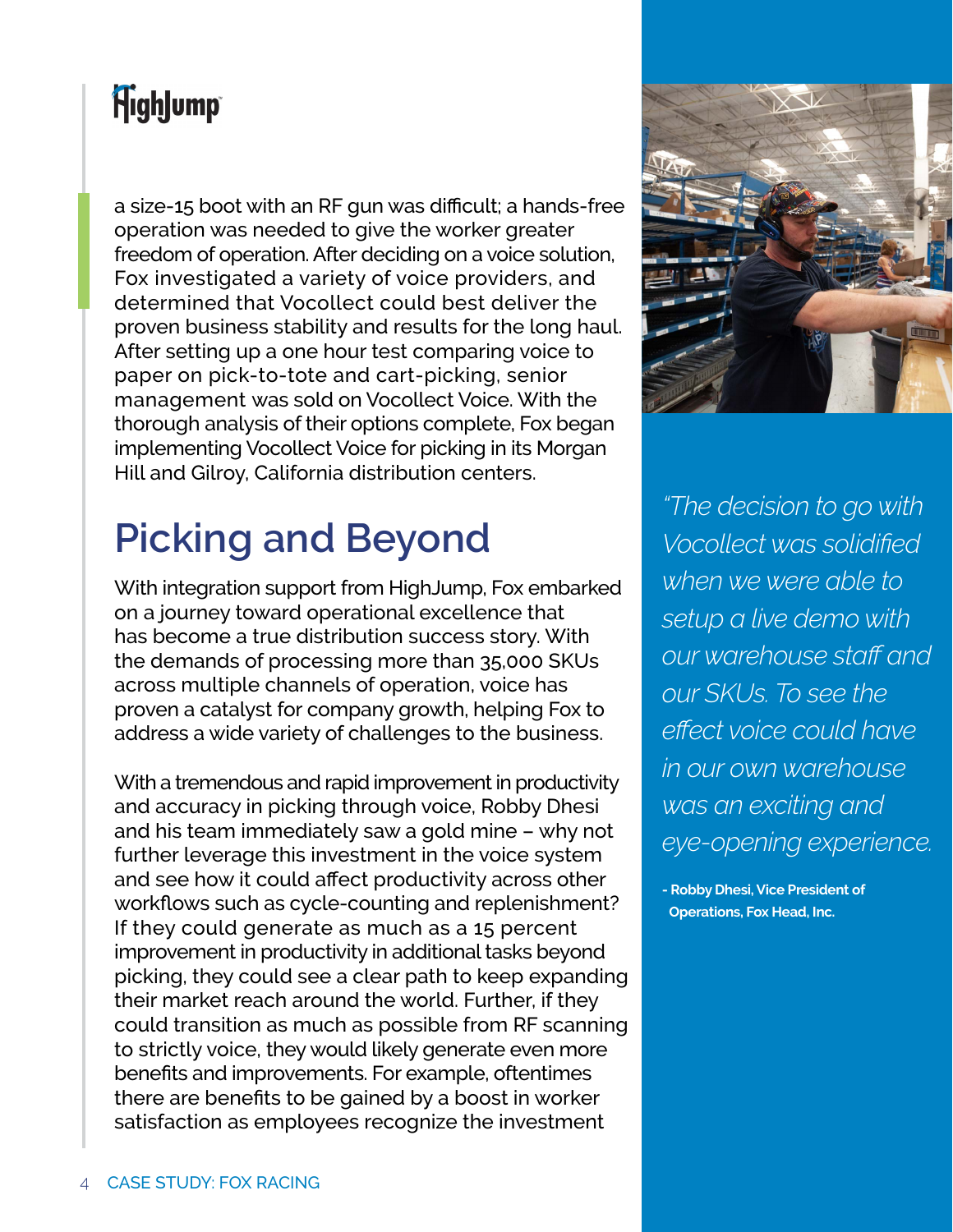a size-15 boot with an RF gun was difficult; a hands-free operation was needed to give the worker greater freedom of operation. After deciding on a voice solution, Fox investigated a variety of voice providers, and determined that Vocollect could best deliver the proven business stability and results for the long haul. After setting up a one hour test comparing voice to paper on pick-to-tote and cart-picking, senior management was sold on Vocollect Voice. With the thorough analysis of their options complete, Fox began implementing Vocollect Voice for picking in its Morgan Hill and Gilroy, California distribution centers.

## Picking and Beyond

With integration support from HighJump, Fox embarked on a journey toward operational excellence that has become a true distribution success story. With the demands of processing more than 35,000 SKUs across multiple channels of operation, voice has proven a catalyst for company growth, helping Fox to address a wide variety of challenges to the business.

With a tremendous and rapid improvement in productivity and accuracy in picking through voice, Robby Dhesi and his team immediately saw a gold mine – why not further leverage this investment in the voice system and see how it could affect productivity across other workflows such as cycle-counting and replenishment? If they could generate as much as a 15 percent improvement in productivity in additional tasks beyond picking, they could see a clear path to keep expanding their market reach around the world. Further, if they could transition as much as possible from RF scanning to strictly voice, they would likely generate even more benefits and improvements. For example, oftentimes there are benefits to be gained by a boost in worker satisfaction as employees recognize the investment

*"The decision to go with Vocollect was solidified when we were able to setup a live demo with our warehouse staff and our SKUs. To see the effect voice could have in our own warehouse was an exciting and eye-opening experience.*

**- Robby Dhesi, Vice President of Operations, Fox Head, Inc.**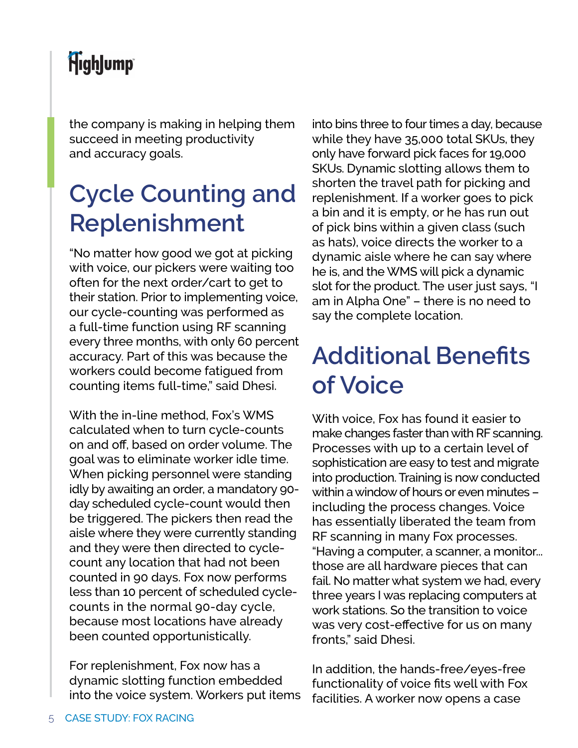the company is making in helping them succeed in meeting productivity and accuracy goals.

## Cycle Counting and Replenishment

"No matter how good we got at picking with voice, our pickers were waiting too often for the next order/cart to get to their station. Prior to implementing voice, our cycle-counting was performed as a full-time function using RF scanning every three months, with only 60 percent accuracy. Part of this was because the workers could become fatigued from counting items full-time," said Dhesi.

With the in-line method, Fox's WMS calculated when to turn cycle-counts on and off, based on order volume. The goal was to eliminate worker idle time. When picking personnel were standing idly by awaiting an order, a mandatory 90-day scheduled cycle-count would then be triggered. The pickers then read the aisle where they were currently standing and they were then directed to cycle-count any location that had not been counted in 90 days. Fox now performs less than 10 percent of scheduled cycle-counts in the normal 90-day cycle, because most locations have already been counted opportunistically.

For replenishment, Fox now has a dynamic slotting function embedded into the voice system. Workers put items into bins three to four times a day, because while they have 35,000 total SKUs, they only have forward pick faces for 19,000 SKUs. Dynamic slotting allows them to shorten the travel path for picking and replenishment. If a worker goes to pick a bin and it is empty, or he has run out of pick bins within a given class (such as hats), voice directs the worker to a dynamic aisle where he can say where he is, and the WMS will pick a dynamic slot for the product. The user just says, "I am in Alpha One" – there is no need to say the complete location.

## Additional Benefits of Voice

With voice, Fox has found it easier to make changes faster than with RF scanning. Processes with up to a certain level of sophistication are easy to test and migrate into production. Training is now conducted within a window of hours or even minutes – including the process changes. Voice has essentially liberated the team from RF scanning in many Fox processes. "Having a computer, a scanner, a monitor... those are all hardware pieces that can fail. No matter what system we had, every three years I was replacing computers at work stations. So the transition to voice was very cost-effective for us on many fronts," said Dhesi.

In addition, the hands-free/eyes-free functionality of voice fits well with Fox facilities. A worker now opens a case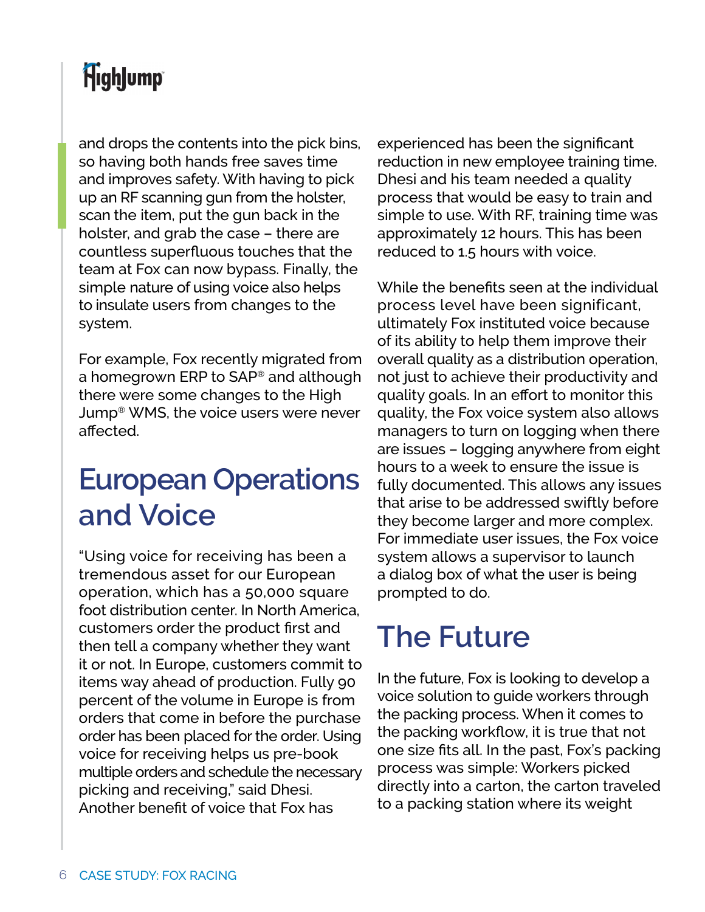and drops the contents into the pick bins, so having both hands free saves time and improves safety. With having to pick up an RF scanning gun from the holster, scan the item, put the gun back in the holster, and grab the case – there are countless superfluous touches that the team at Fox can now bypass. Finally, the simple nature of using voice also helps to insulate users from changes to the system.

For example, Fox recently migrated from a homegrown ERP to SAP® and although there were some changes to the High Jump® WMS, the voice users were never affected.

## European Operations and Voice

"Using voice for receiving has been a tremendous asset for our European operation, which has a 50,000 square foot distribution center. In North America, customers order the product first and then tell a company whether they want it or not. In Europe, customers commit to items way ahead of production. Fully 90 percent of the volume in Europe is from orders that come in before the purchase order has been placed for the order. Using voice for receiving helps us pre-book multiple orders and schedule the necessary picking and receiving," said Dhesi. Another benefit of voice that Fox has experienced has been the significant reduction in new employee training time. Dhesi and his team needed a quality process that would be easy to train and simple to use. With RF, training time was approximately 12 hours. This has been reduced to 1.5 hours with voice.

While the benefits seen at the individual process level have been significant, ultimately Fox instituted voice because of its ability to help them improve their overall quality as a distribution operation, not just to achieve their productivity and quality goals. In an effort to monitor this quality, the Fox voice system also allows managers to turn on logging when there are issues – logging anywhere from eight hours to a week to ensure the issue is fully documented. This allows any issues that arise to be addressed swiftly before they become larger and more complex. For immediate user issues, the Fox voice system allows a supervisor to launch a dialog box of what the user is being prompted to do.

## The Future

In the future, Fox is looking to develop a voice solution to guide workers through the packing process. When it comes to the packing workflow, it is true that not one size fits all. In the past, Fox's packing process was simple: Workers picked directly into a carton, the carton traveled to a packing station where its weight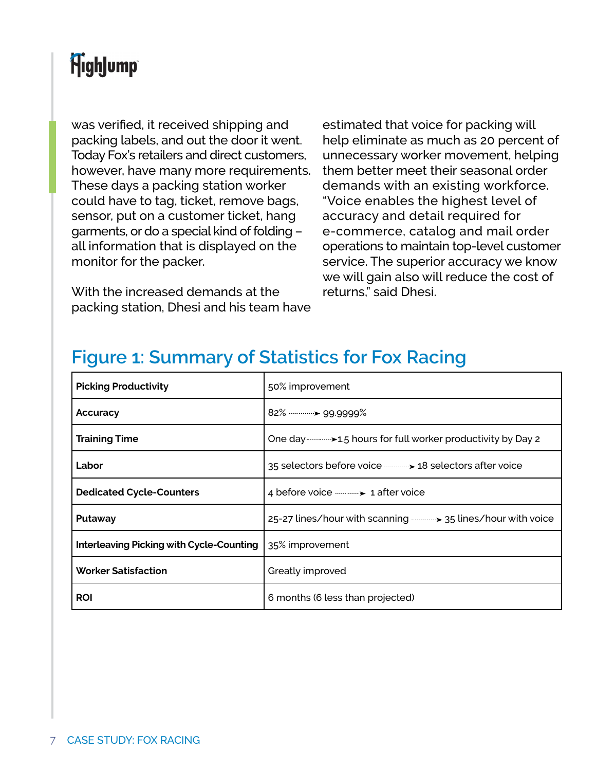was verified, it received shipping and packing labels, and out the door it went. Today Fox's retailers and direct customers, however, have many more requirements. These days a packing station worker could have to tag, ticket, remove bags, sensor, put on a customer ticket, hang garments, or do a special kind of folding – all information that is displayed on the monitor for the packer.

With the increased demands at the packing station, Dhesi and his team have estimated that voice for packing will help eliminate as much as 20 percent of unnecessary worker movement, helping them better meet their seasonal order demands with an existing workforce. "Voice enables the highest level of accuracy and detail required for e-commerce, catalog and mail order operations to maintain top-level customer service. The superior accuracy we know we will gain also will reduce the cost of returns," said Dhesi.

## Figure 1: Summary of Statistics for Fox Racing

| | |
|---|---|
| **Picking Productivity** | 50% improvement |
| **Accuracy** | 82% → 99.9999% |
| **Training Time** | One day → 1.5 hours for full worker productivity by Day 2 |
| **Labor** | 35 selectors before voice → 18 selectors after voice |
| **Dedicated Cycle-Counters** | 4 before voice → 1 after voice |
| **Putaway** | 25-27 lines/hour with scanning → 35 lines/hour with voice |
| **Interleaving Picking with Cycle-Counting** | 35% improvement |
| **Worker Satisfaction** | Greatly improved |
| **ROI** | 6 months (6 less than projected) |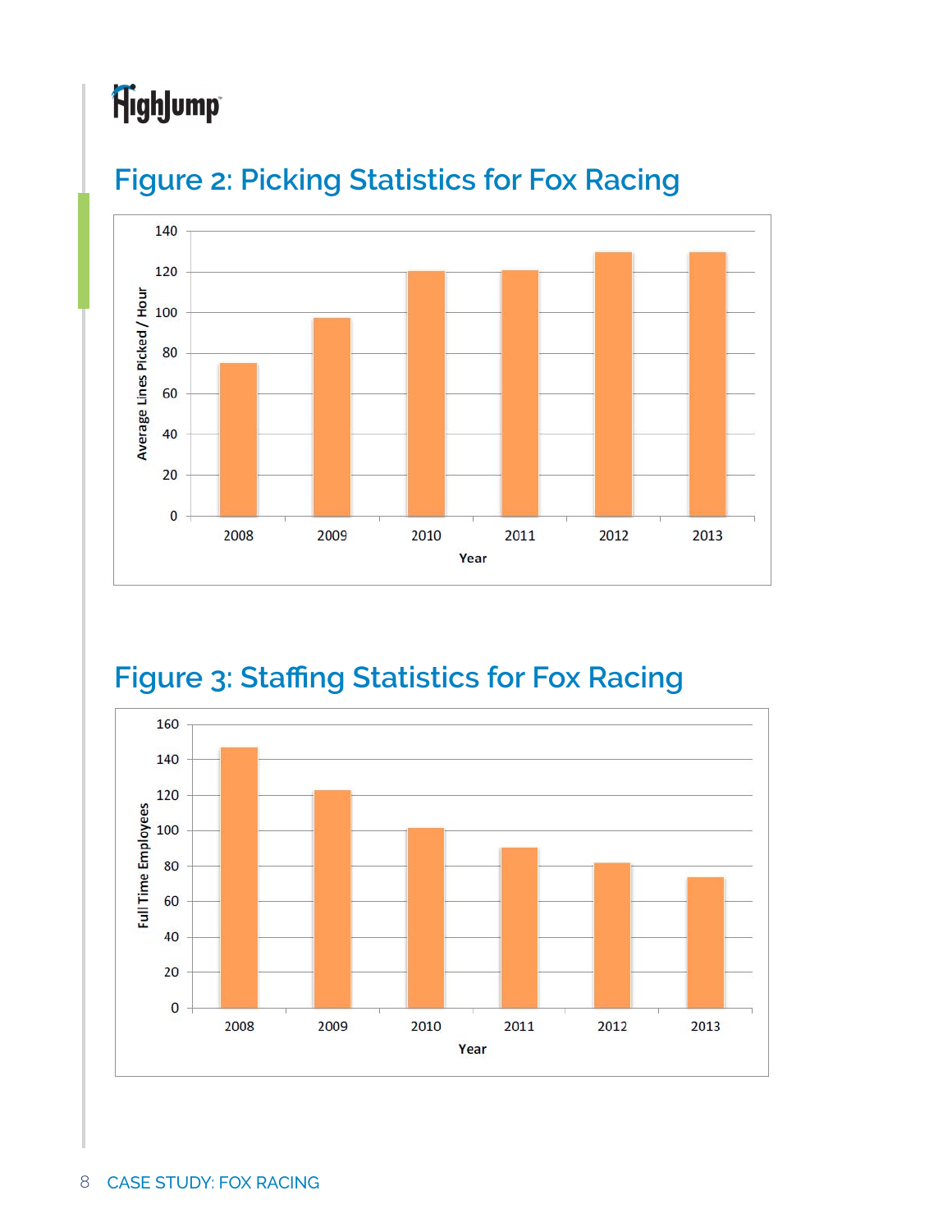## Figure 2: Picking Statistics for Fox Racing

## Figure 3: Staffing Statistics for Fox Racing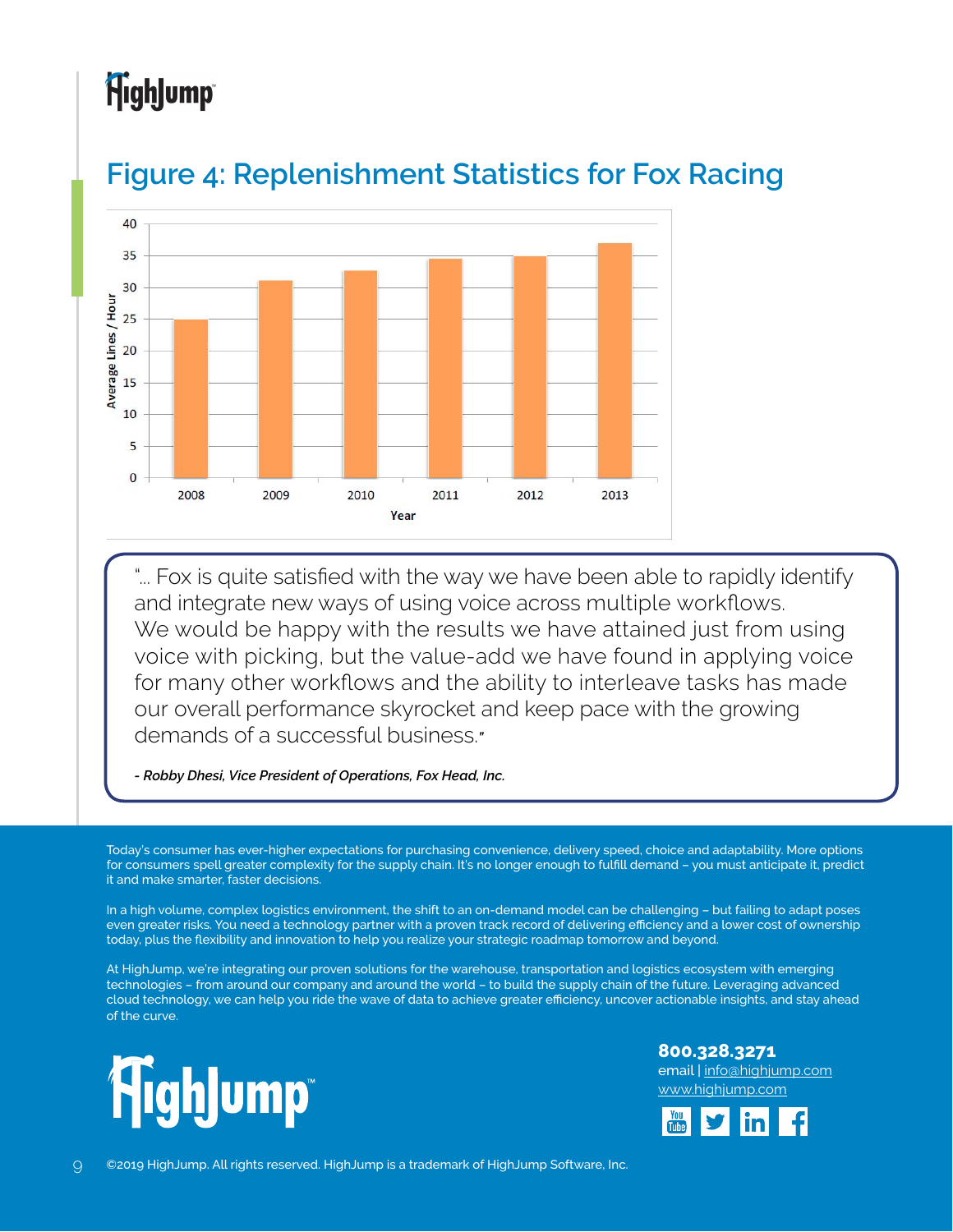## Figure 4: Replenishment Statistics for Fox Racing

40
35
30
25
20
15
10
5
0

Average Lines / Hour

2008
2009
2010
2011
2012
2013

Year

"... Fox is quite satisfied with the way we have been able to rapidly identify and integrate new ways of using voice across multiple workflows. We would be happy with the results we have attained just from using voice with picking, but the value-add we have found in applying voice for many other workflows and the ability to interleave tasks has made our overall performance skyrocket and keep pace with the growing demands of a successful business."

*- Robby Dhesi, Vice President of Operations, Fox Head, Inc.*

Today's consumer has ever-higher expectations for purchasing convenience, delivery speed, choice and adaptability. More options for consumers spell greater complexity for the supply chain. It's no longer enough to fulfill demand – you must anticipate it, predict it and make smarter, faster decisions.

In a high volume, complex logistics environment, the shift to an on-demand model can be challenging – but failing to adapt poses even greater risks. You need a technology partner with a proven track record of delivering efficiency and a lower cost of ownership today, plus the flexibility and innovation to help you realize your strategic roadmap tomorrow and beyond.

At HighJump, we're integrating our proven solutions for the warehouse, transportation and logistics ecosystem with emerging technologies – from around our company and around the world – to build the supply chain of the future. Leveraging advanced cloud technology, we can help you ride the wave of data to achieve greater efficiency, uncover actionable insights, and stay ahead of the curve.

HighJump™

**800.328.3271**
email | info@highjump.com
www.highjump.com

©2019 HighJump. All rights reserved. HighJump is a trademark of HighJump Software, Inc.